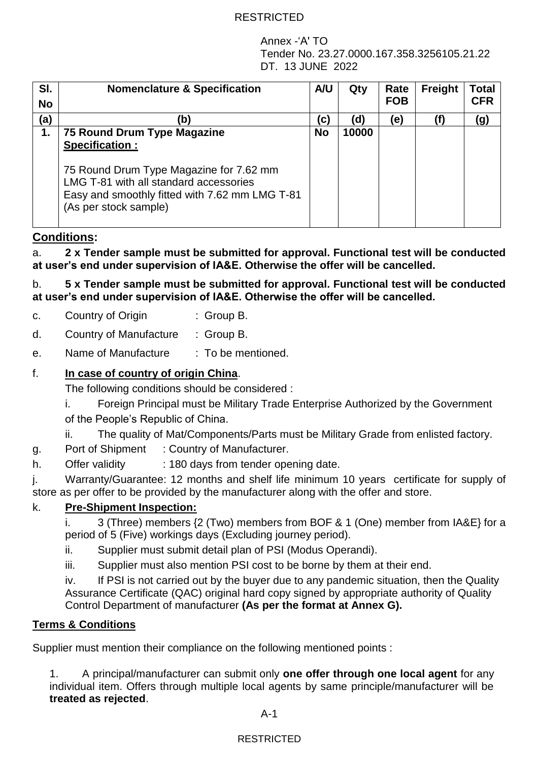RESTRICTED

Annex -'A' TO
Tender No. 23.27.0000.167.358.3256105.21.22
DT. 13 JUNE 2022

| Sl. No | Nomenclature & Specification | A/U | Qty | Rate FOB | Freight | Total CFR |
|---|---|---|---|---|---|---|
| (a) | (b) | (c) | (d) | (e) | (f) | (g) |
| 1. | **75 Round Drum Type Magazine** <br> **Specification :** <br><br> 75 Round Drum Type Magazine for 7.62 mm LMG T-81 with all standard accessories <br> Easy and smoothly fitted with 7.62 mm LMG T-81 (As per stock sample) | **No** | **10000** | | | |

## Conditions:

a. **2 x Tender sample must be submitted for approval. Functional test will be conducted at user's end under supervision of IA&E. Otherwise the offer will be cancelled.**

b. **5 x Tender sample must be submitted for approval. Functional test will be conducted at user's end under supervision of IA&E. Otherwise the offer will be cancelled.**

c. Country of Origin : Group B.

d. Country of Manufacture : Group B.

e. Name of Manufacture : To be mentioned.

f. **In case of country of origin China**.

The following conditions should be considered :

i. Foreign Principal must be Military Trade Enterprise Authorized by the Government of the People's Republic of China.

ii. The quality of Mat/Components/Parts must be Military Grade from enlisted factory.

g. Port of Shipment : Country of Manufacturer.

h. Offer validity : 180 days from tender opening date.

j. Warranty/Guarantee: 12 months and shelf life minimum 10 years certificate for supply of store as per offer to be provided by the manufacturer along with the offer and store.

k. **Pre-Shipment Inspection:**

i. 3 (Three) members {2 (Two) members from BOF & 1 (One) member from IA&E} for a period of 5 (Five) workings days (Excluding journey period).

ii. Supplier must submit detail plan of PSI (Modus Operandi).

iii. Supplier must also mention PSI cost to be borne by them at their end.

iv. If PSI is not carried out by the buyer due to any pandemic situation, then the Quality Assurance Certificate (QAC) original hard copy signed by appropriate authority of Quality Control Department of manufacturer **(As per the format at Annex G).**

## Terms & Conditions

Supplier must mention their compliance on the following mentioned points :

1. A principal/manufacturer can submit only **one offer through one local agent** for any individual item. Offers through multiple local agents by same principle/manufacturer will be **treated as rejected**.

RESTRICTED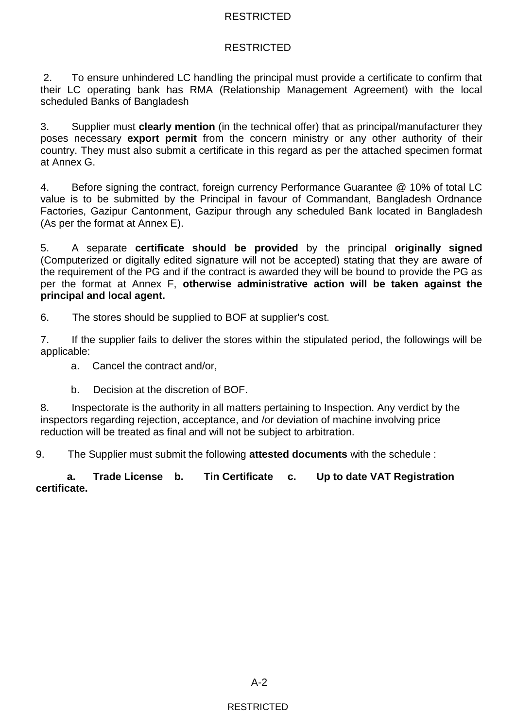2. To ensure unhindered LC handling the principal must provide a certificate to confirm that their LC operating bank has RMA (Relationship Management Agreement) with the local scheduled Banks of Bangladesh

3. Supplier must **clearly mention** (in the technical offer) that as principal/manufacturer they poses necessary **export permit** from the concern ministry or any other authority of their country. They must also submit a certificate in this regard as per the attached specimen format at Annex G.

4. Before signing the contract, foreign currency Performance Guarantee @ 10% of total LC value is to be submitted by the Principal in favour of Commandant, Bangladesh Ordnance Factories, Gazipur Cantonment, Gazipur through any scheduled Bank located in Bangladesh (As per the format at Annex E).

5. A separate **certificate should be provided** by the principal **originally signed** (Computerized or digitally edited signature will not be accepted) stating that they are aware of the requirement of the PG and if the contract is awarded they will be bound to provide the PG as per the format at Annex F, **otherwise administrative action will be taken against the principal and local agent.**

6. The stores should be supplied to BOF at supplier's cost.

7. If the supplier fails to deliver the stores within the stipulated period, the followings will be applicable:

   a. Cancel the contract and/or,

   b. Decision at the discretion of BOF.

8. Inspectorate is the authority in all matters pertaining to Inspection. Any verdict by the inspectors regarding rejection, acceptance, and /or deviation of machine involving price reduction will be treated as final and will not be subject to arbitration.

9. The Supplier must submit the following **attested documents** with the schedule :

**a. Trade License b. Tin Certificate c. Up to date VAT Registration certificate.**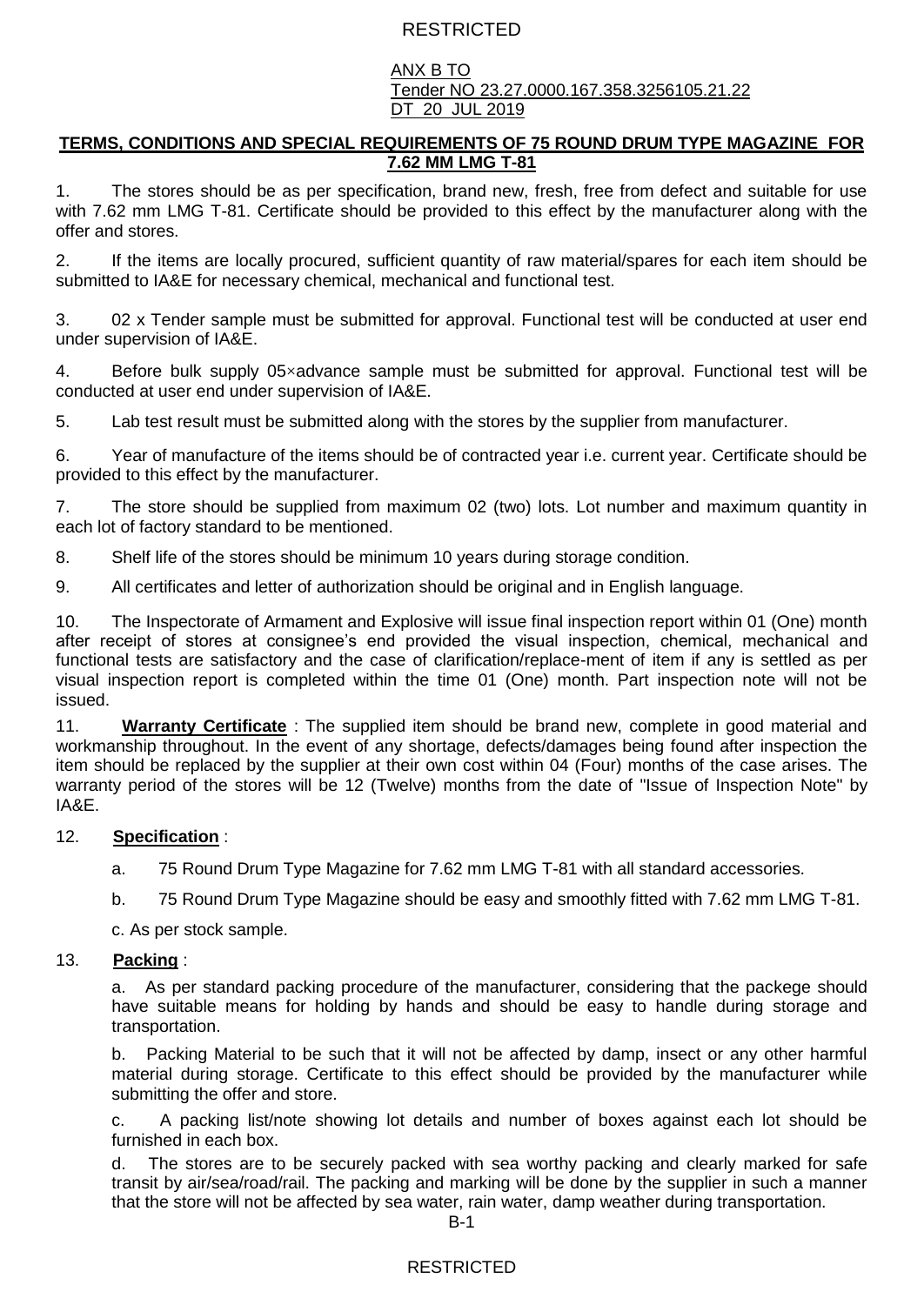ANX B TO
Tender NO 23.27.0000.167.358.3256105.21.22
DT 20 JUL 2019

**TERMS, CONDITIONS AND SPECIAL REQUIREMENTS OF 75 ROUND DRUM TYPE MAGAZINE FOR 7.62 MM LMG T-81**

1. The stores should be as per specification, brand new, fresh, free from defect and suitable for use with 7.62 mm LMG T-81. Certificate should be provided to this effect by the manufacturer along with the offer and stores.

2. If the items are locally procured, sufficient quantity of raw material/spares for each item should be submitted to IA&E for necessary chemical, mechanical and functional test.

3. 02 x Tender sample must be submitted for approval. Functional test will be conducted at user end under supervision of IA&E.

4. Before bulk supply 05×advance sample must be submitted for approval. Functional test will be conducted at user end under supervision of IA&E.

5. Lab test result must be submitted along with the stores by the supplier from manufacturer.

6. Year of manufacture of the items should be of contracted year i.e. current year. Certificate should be provided to this effect by the manufacturer.

7. The store should be supplied from maximum 02 (two) lots. Lot number and maximum quantity in each lot of factory standard to be mentioned.

8. Shelf life of the stores should be minimum 10 years during storage condition.

9. All certificates and letter of authorization should be original and in English language.

10. The Inspectorate of Armament and Explosive will issue final inspection report within 01 (One) month after receipt of stores at consignee's end provided the visual inspection, chemical, mechanical and functional tests are satisfactory and the case of clarification/replace-ment of item if any is settled as per visual inspection report is completed within the time 01 (One) month. Part inspection note will not be issued.

11. **Warranty Certificate** : The supplied item should be brand new, complete in good material and workmanship throughout. In the event of any shortage, defects/damages being found after inspection the item should be replaced by the supplier at their own cost within 04 (Four) months of the case arises. The warranty period of the stores will be 12 (Twelve) months from the date of "Issue of Inspection Note" by IA&E.

12. **Specification** :

a. 75 Round Drum Type Magazine for 7.62 mm LMG T-81 with all standard accessories.

b. 75 Round Drum Type Magazine should be easy and smoothly fitted with 7.62 mm LMG T-81.

c. As per stock sample.

13. **Packing** :

a. As per standard packing procedure of the manufacturer, considering that the packege should have suitable means for holding by hands and should be easy to handle during storage and transportation.

b. Packing Material to be such that it will not be affected by damp, insect or any other harmful material during storage. Certificate to this effect should be provided by the manufacturer while submitting the offer and store.

c. A packing list/note showing lot details and number of boxes against each lot should be furnished in each box.

d. The stores are to be securely packed with sea worthy packing and clearly marked for safe transit by air/sea/road/rail. The packing and marking will be done by the supplier in such a manner that the store will not be affected by sea water, rain water, damp weather during transportation.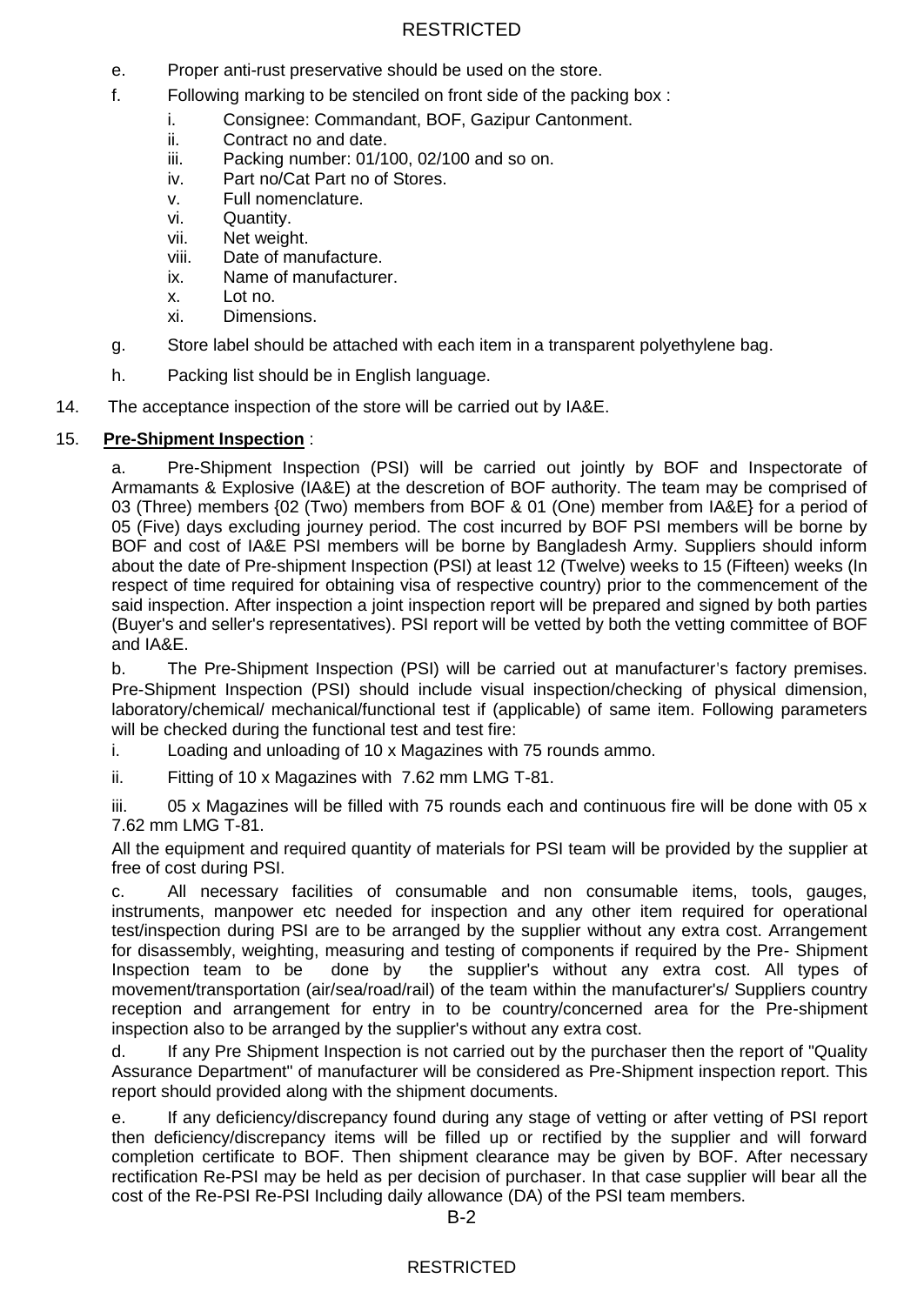e. Proper anti-rust preservative should be used on the store.

f. Following marking to be stenciled on front side of the packing box :

   i. Consignee: Commandant, BOF, Gazipur Cantonment.
   ii. Contract no and date.
   iii. Packing number: 01/100, 02/100 and so on.
   iv. Part no/Cat Part no of Stores.
   v. Full nomenclature.
   vi. Quantity.
   vii. Net weight.
   viii. Date of manufacture.
   ix. Name of manufacturer.
   x. Lot no.
   xi. Dimensions.

g. Store label should be attached with each item in a transparent polyethylene bag.

h. Packing list should be in English language.

14. The acceptance inspection of the store will be carried out by IA&E.

15. **Pre-Shipment Inspection** :

a. Pre-Shipment Inspection (PSI) will be carried out jointly by BOF and Inspectorate of Armamants & Explosive (IA&E) at the descretion of BOF authority. The team may be comprised of 03 (Three) members {02 (Two) members from BOF & 01 (One) member from IA&E} for a period of 05 (Five) days excluding journey period. The cost incurred by BOF PSI members will be borne by BOF and cost of IA&E PSI members will be borne by Bangladesh Army. Suppliers should inform about the date of Pre-shipment Inspection (PSI) at least 12 (Twelve) weeks to 15 (Fifteen) weeks (In respect of time required for obtaining visa of respective country) prior to the commencement of the said inspection. After inspection a joint inspection report will be prepared and signed by both parties (Buyer's and seller's representatives). PSI report will be vetted by both the vetting committee of BOF and IA&E.

b. The Pre-Shipment Inspection (PSI) will be carried out at manufacturer's factory premises. Pre-Shipment Inspection (PSI) should include visual inspection/checking of physical dimension, laboratory/chemical/ mechanical/functional test if (applicable) of same item. Following parameters will be checked during the functional test and test fire:

i. Loading and unloading of 10 x Magazines with 75 rounds ammo.

ii. Fitting of 10 x Magazines with 7.62 mm LMG T-81.

iii. 05 x Magazines will be filled with 75 rounds each and continuous fire will be done with 05 x 7.62 mm LMG T-81.

All the equipment and required quantity of materials for PSI team will be provided by the supplier at free of cost during PSI.

c. All necessary facilities of consumable and non consumable items, tools, gauges, instruments, manpower etc needed for inspection and any other item required for operational test/inspection during PSI are to be arranged by the supplier without any extra cost. Arrangement for disassembly, weighting, measuring and testing of components if required by the Pre- Shipment Inspection team to be done by the supplier's without any extra cost. All types of movement/transportation (air/sea/road/rail) of the team within the manufacturer's/ Suppliers country reception and arrangement for entry in to be country/concerned area for the Pre-shipment inspection also to be arranged by the supplier's without any extra cost.

d. If any Pre Shipment Inspection is not carried out by the purchaser then the report of "Quality Assurance Department" of manufacturer will be considered as Pre-Shipment inspection report. This report should provided along with the shipment documents.

e. If any deficiency/discrepancy found during any stage of vetting or after vetting of PSI report then deficiency/discrepancy items will be filled up or rectified by the supplier and will forward completion certificate to BOF. Then shipment clearance may be given by BOF. After necessary rectification Re-PSI may be held as per decision of purchaser. In that case supplier will bear all the cost of the Re-PSI Re-PSI Including daily allowance (DA) of the PSI team members.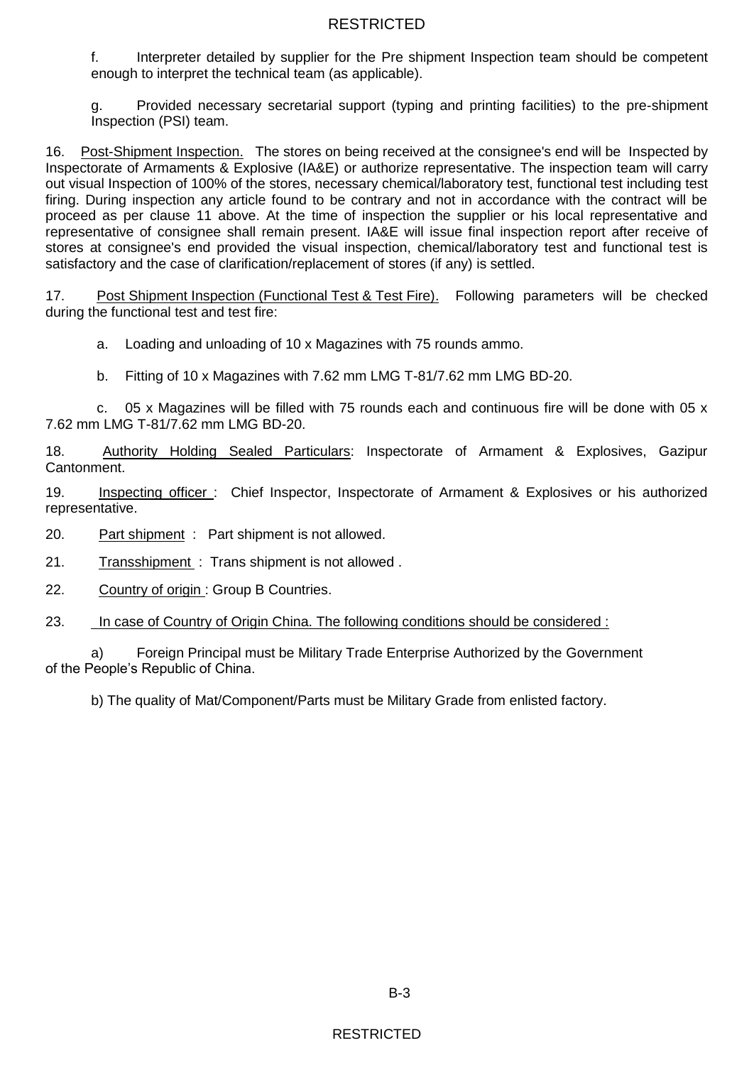f. Interpreter detailed by supplier for the Pre shipment Inspection team should be competent enough to interpret the technical team (as applicable).

g. Provided necessary secretarial support (typing and printing facilities) to the pre-shipment Inspection (PSI) team.

16. Post-Shipment Inspection. The stores on being received at the consignee's end will be Inspected by Inspectorate of Armaments & Explosive (IA&E) or authorize representative. The inspection team will carry out visual Inspection of 100% of the stores, necessary chemical/laboratory test, functional test including test firing. During inspection any article found to be contrary and not in accordance with the contract will be proceed as per clause 11 above. At the time of inspection the supplier or his local representative and representative of consignee shall remain present. IA&E will issue final inspection report after receive of stores at consignee's end provided the visual inspection, chemical/laboratory test and functional test is satisfactory and the case of clarification/replacement of stores (if any) is settled.

17. Post Shipment Inspection (Functional Test & Test Fire). Following parameters will be checked during the functional test and test fire:

a. Loading and unloading of 10 x Magazines with 75 rounds ammo.

b. Fitting of 10 x Magazines with 7.62 mm LMG T-81/7.62 mm LMG BD-20.

c. 05 x Magazines will be filled with 75 rounds each and continuous fire will be done with 05 x 7.62 mm LMG T-81/7.62 mm LMG BD-20.

18. Authority Holding Sealed Particulars: Inspectorate of Armament & Explosives, Gazipur Cantonment.

19. Inspecting officer : Chief Inspector, Inspectorate of Armament & Explosives or his authorized representative.

20. Part shipment : Part shipment is not allowed.

21. Transshipment : Trans shipment is not allowed .

22. Country of origin : Group B Countries.

23. In case of Country of Origin China. The following conditions should be considered :

a) Foreign Principal must be Military Trade Enterprise Authorized by the Government of the People's Republic of China.

b) The quality of Mat/Component/Parts must be Military Grade from enlisted factory.